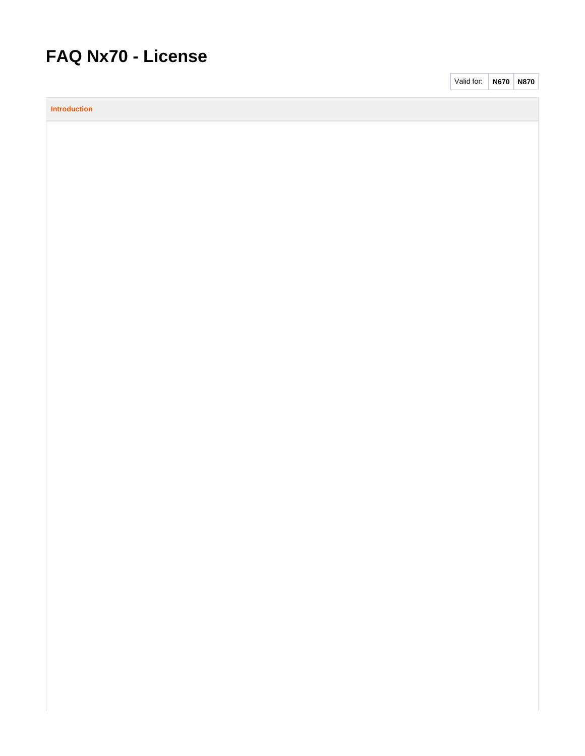# FAQ Nx70 - License

| Valid for: | N670 | N870 |
|---|---|---|

**Introduction**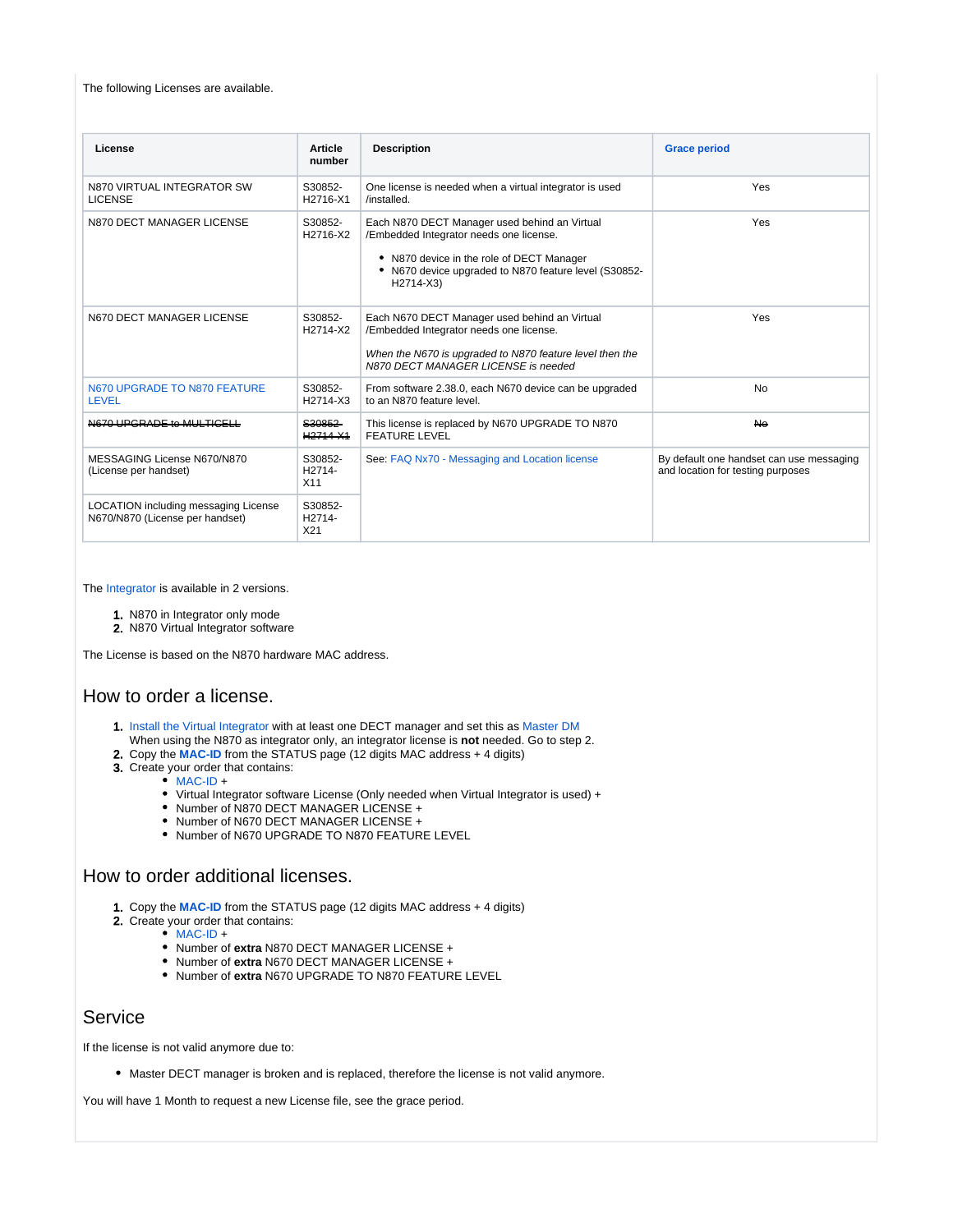The following Licenses are available.

| License | Article number | Description | Grace period |
|---|---|---|---|
| N870 VIRTUAL INTEGRATOR SW LICENSE | S30852-H2716-X1 | One license is needed when a virtual integrator is used /installed. | Yes |
| N870 DECT MANAGER LICENSE | S30852-H2716-X2 | Each N870 DECT Manager used behind an Virtual /Embedded Integrator needs one license.<br>• N870 device in the role of DECT Manager<br>• N670 device upgraded to N870 feature level (S30852-H2714-X3) | Yes |
| N670 DECT MANAGER LICENSE | S30852-H2714-X2 | Each N670 DECT Manager used behind an Virtual /Embedded Integrator needs one license.<br>*When the N670 is upgraded to N870 feature level then the N870 DECT MANAGER LICENSE is needed* | Yes |
| N670 UPGRADE TO N870 FEATURE LEVEL | S30852-H2714-X3 | From software 2.38.0, each N670 device can be upgraded to an N870 feature level. | No |
| ~~N670 UPGRADE to MULTICELL~~ | ~~S30852-H2714-X1~~ | This license is replaced by N670 UPGRADE TO N870 FEATURE LEVEL | ~~No~~ |
| MESSAGING License N670/N870 (License per handset) | S30852-H2714-X11 | See: FAQ Nx70 - Messaging and Location license | By default one handset can use messaging and location for testing purposes |
| LOCATION including messaging License N670/N870 (License per handset) | S30852-H2714-X21 | | |

The Integrator is available in 2 versions.

1. N870 in Integrator only mode
2. N870 Virtual Integrator software

The License is based on the N870 hardware MAC address.

## How to order a license.

1. Install the Virtual Integrator with at least one DECT manager and set this as Master DM
   When using the N870 as integrator only, an integrator license is **not** needed. Go to step 2.
2. Copy the **MAC-ID** from the STATUS page (12 digits MAC address + 4 digits)
3. Create your order that contains:
   - MAC-ID +
   - Virtual Integrator software License (Only needed when Virtual Integrator is used) +
   - Number of N870 DECT MANAGER LICENSE +
   - Number of N670 DECT MANAGER LICENSE +
   - Number of N670 UPGRADE TO N870 FEATURE LEVEL

## How to order additional licenses.

1. Copy the **MAC-ID** from the STATUS page (12 digits MAC address + 4 digits)
2. Create your order that contains:
   - MAC-ID +
   - Number of **extra** N870 DECT MANAGER LICENSE +
   - Number of **extra** N670 DECT MANAGER LICENSE +
   - Number of **extra** N670 UPGRADE TO N870 FEATURE LEVEL

## Service

If the license is not valid anymore due to:

- Master DECT manager is broken and is replaced, therefore the license is not valid anymore.

You will have 1 Month to request a new License file, see the grace period.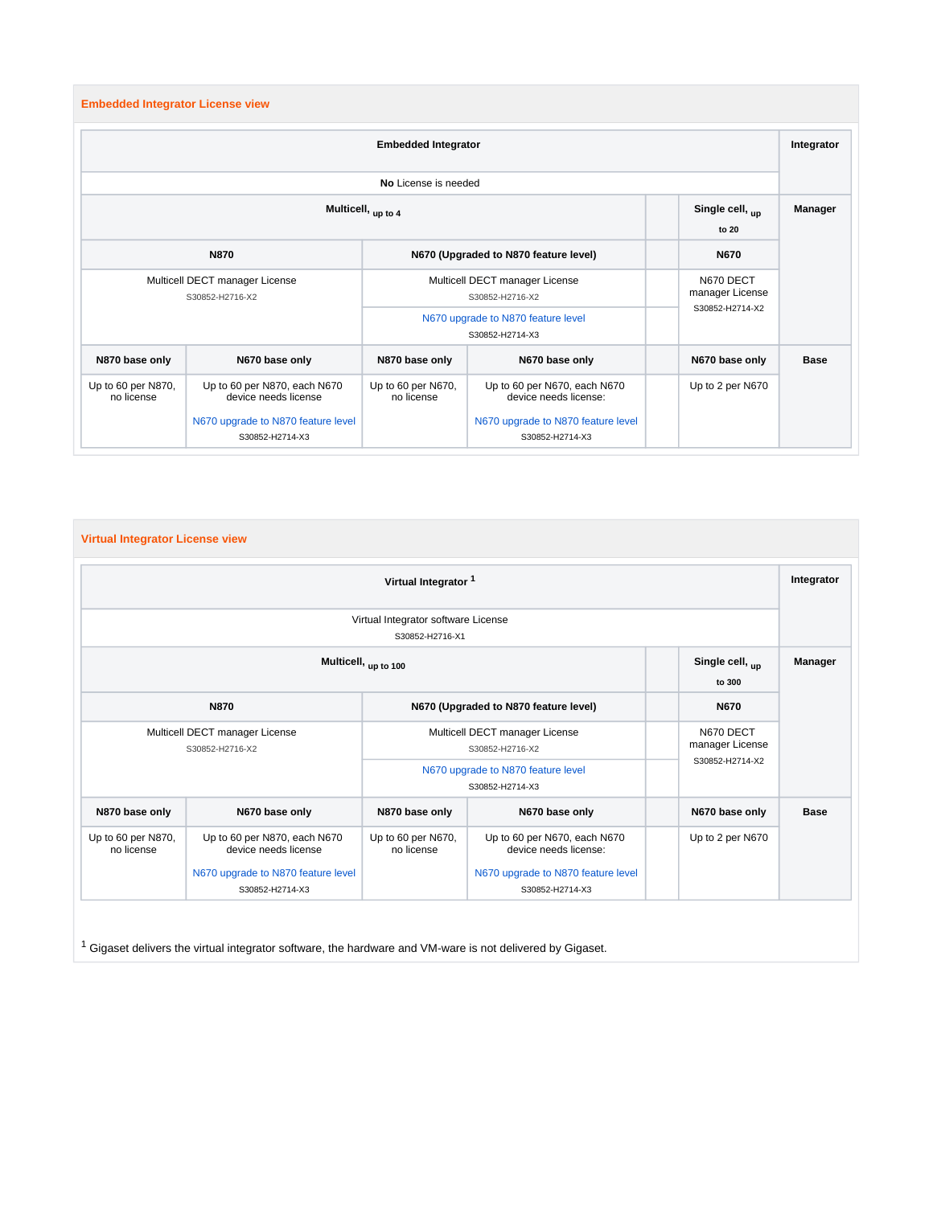### Embedded Integrator License view

| | | | | | | |
|---|---|---|---|---|---|---|
| **Embedded Integrator** | | | | | | **Integrator** |
| **No** License is needed | | | | | | |
| **Multicell,** up to 4 | | | | | **Single cell,** up to 20 | **Manager** |
| **N870** | | **N670 (Upgraded to N870 feature level)** | | | **N670** | |
| Multicell DECT manager License S30852-H2716-X2 | | Multicell DECT manager License S30852-H2716-X2<br>N670 upgrade to N870 feature level S30852-H2714-X3 | | | N670 DECT manager License S30852-H2714-X2 | |
| **N870 base only** | **N670 base only** | **N870 base only** | **N670 base only** | | **N670 base only** | **Base** |
| Up to 60 per N870, no license | Up to 60 per N870, each N670 device needs license<br>N670 upgrade to N870 feature level S30852-H2714-X3 | Up to 60 per N670, no license | Up to 60 per N670, each N670 device needs license:<br>N670 upgrade to N870 feature level S30852-H2714-X3 | | Up to 2 per N670 | |

### Virtual Integrator License view

| | | | | | | |
|---|---|---|---|---|---|---|
| **Virtual Integrator** [1] | | | | | | **Integrator** |
| Virtual Integrator software License S30852-H2716-X1 | | | | | | |
| **Multicell,** up to 100 | | | | | **Single cell,** up to 300 | **Manager** |
| **N870** | | **N670 (Upgraded to N870 feature level)** | | | **N670** | |
| Multicell DECT manager License S30852-H2716-X2 | | Multicell DECT manager License S30852-H2716-X2<br>N670 upgrade to N870 feature level S30852-H2714-X3 | | | N670 DECT manager License S30852-H2714-X2 | |
| **N870 base only** | **N670 base only** | **N870 base only** | **N670 base only** | | **N670 base only** | **Base** |
| Up to 60 per N870, no license | Up to 60 per N870, each N670 device needs license<br>N670 upgrade to N870 feature level S30852-H2714-X3 | Up to 60 per N670, no license | Up to 60 per N670, each N670 device needs license:<br>N670 upgrade to N870 feature level S30852-H2714-X3 | | Up to 2 per N670 | |

[1] Gigaset delivers the virtual integrator software, the hardware and VM-ware is not delivered by Gigaset.